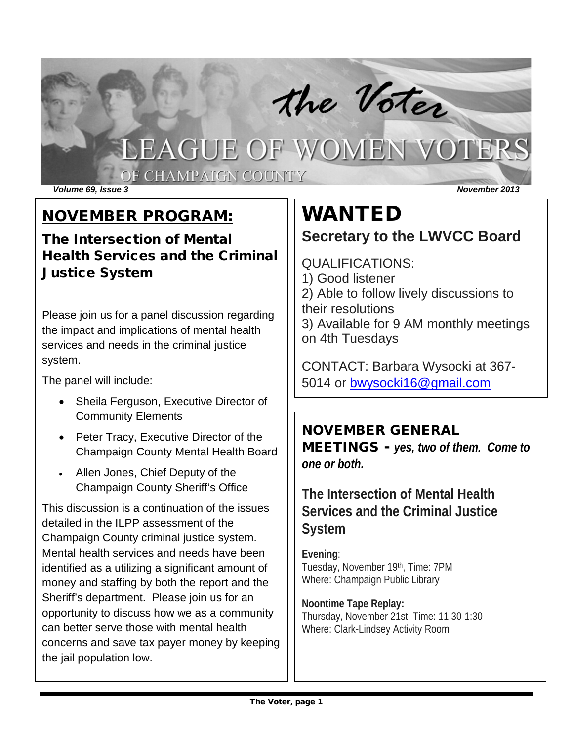# the Voter

## LEAGUE OF WOMEN VOTERS OF CHAMPAIGN COUNTY

*Volume 69, Issue 3* — *November 2013*

## NOVEMBER PROGRAM:

### The Intersection of Mental Health Services and the Criminal Justice System

Please join us for a panel discussion regarding the impact and implications of mental health services and needs in the criminal justice system.

The panel will include:

- Sheila Ferguson, Executive Director of Community Elements
- Peter Tracy, Executive Director of the Champaign County Mental Health Board
- Allen Jones, Chief Deputy of the Champaign County Sheriff's Office

This discussion is a continuation of the issues detailed in the ILPP assessment of the Champaign County criminal justice system. Mental health services and needs have been identified as a utilizing a significant amount of money and staffing by both the report and the Sheriff's department. Please join us for an opportunity to discuss how we as a community can better serve those with mental health concerns and save tax payer money by keeping the jail population low.

## WANTED

### Secretary to the LWVCC Board

QUALIFICATIONS:
1) Good listener
2) Able to follow lively discussions to their resolutions
3) Available for 9 AM monthly meetings on 4th Tuesdays

CONTACT: Barbara Wysocki at 367-5014 or bwysocki16@gmail.com

## NOVEMBER GENERAL MEETINGS - *yes, two of them. Come to one or both.*

### The Intersection of Mental Health Services and the Criminal Justice System

**Evening**:
Tuesday, November 19th, Time: 7PM
Where: Champaign Public Library

**Noontime Tape Replay:**
Thursday, November 21st, Time: 11:30-1:30
Where: Clark-Lindsey Activity Room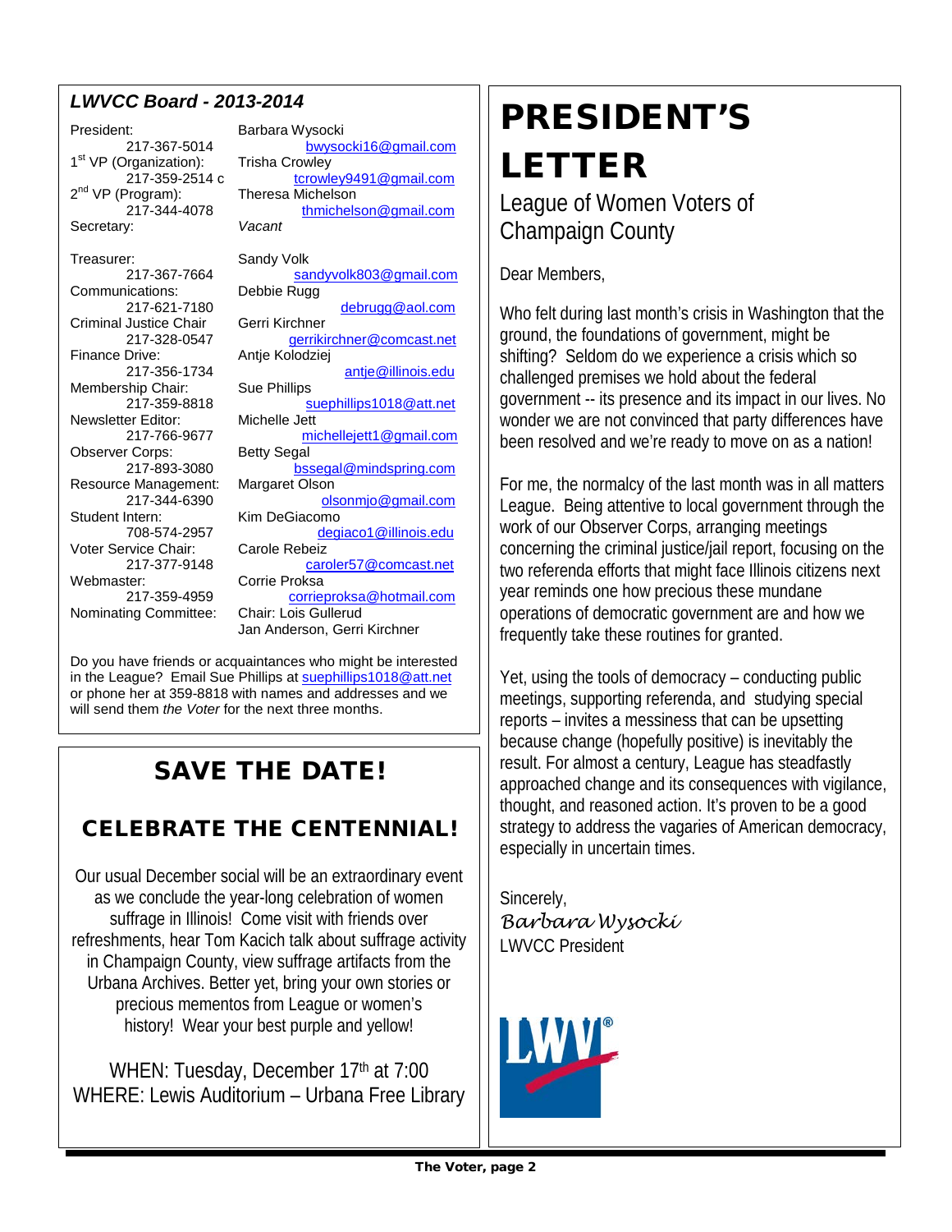### *LWVCC Board - 2013-2014*

| Position | Name / Contact |
|---|---|
| President: 217-367-5014 | Barbara Wysocki bwysocki16@gmail.com |
| 1st VP (Organization): 217-359-2514 c | Trisha Crowley tcrowley9491@gmail.com |
| 2nd VP (Program): 217-344-4078 | Theresa Michelson thmichelson@gmail.com |
| Secretary: | *Vacant* |
| Treasurer: 217-367-7664 | Sandy Volk sandyvolk803@gmail.com |
| Communications: 217-621-7180 | Debbie Rugg debrugg@aol.com |
| Criminal Justice Chair 217-328-0547 | Gerri Kirchner gerrikirchner@comcast.net |
| Finance Drive: 217-356-1734 | Antje Kolodziej antje@illinois.edu |
| Membership Chair: 217-359-8818 | Sue Phillips suephillips1018@att.net |
| Newsletter Editor: 217-766-9677 | Michelle Jett michellejett1@gmail.com |
| Observer Corps: 217-893-3080 | Betty Segal bssegal@mindspring.com |
| Resource Management: 217-344-6390 | Margaret Olson olsonmjo@gmail.com |
| Student Intern: 708-574-2957 | Kim DeGiacomo degiaco1@illinois.edu |
| Voter Service Chair: 217-377-9148 | Carole Rebeiz caroler57@comcast.net |
| Webmaster: 217-359-4959 | Corrie Proksa corrieproksa@hotmail.com |
| Nominating Committee: | Chair: Lois Gullerud; Jan Anderson, Gerri Kirchner |

Do you have friends or acquaintances who might be interested in the League? Email Sue Phillips at suephillips1018@att.net or phone her at 359-8818 with names and addresses and we will send them *the Voter* for the next three months.

## SAVE THE DATE!

## CELEBRATE THE CENTENNIAL!

Our usual December social will be an extraordinary event as we conclude the year-long celebration of women suffrage in Illinois! Come visit with friends over refreshments, hear Tom Kacich talk about suffrage activity in Champaign County, view suffrage artifacts from the Urbana Archives. Better yet, bring your own stories or precious mementos from League or women's history! Wear your best purple and yellow!

WHEN: Tuesday, December 17th at 7:00
WHERE: Lewis Auditorium – Urbana Free Library

# PRESIDENT'S LETTER

## League of Women Voters of Champaign County

Dear Members,

Who felt during last month's crisis in Washington that the ground, the foundations of government, might be shifting? Seldom do we experience a crisis which so challenged premises we hold about the federal government -- its presence and its impact in our lives. No wonder we are not convinced that party differences have been resolved and we're ready to move on as a nation!

For me, the normalcy of the last month was in all matters League. Being attentive to local government through the work of our Observer Corps, arranging meetings concerning the criminal justice/jail report, focusing on the two referenda efforts that might face Illinois citizens next year reminds one how precious these mundane operations of democratic government are and how we frequently take these routines for granted.

Yet, using the tools of democracy – conducting public meetings, supporting referenda, and studying special reports – invites a messiness that can be upsetting because change (hopefully positive) is inevitably the result. For almost a century, League has steadfastly approached change and its consequences with vigilance, thought, and reasoned action. It's proven to be a good strategy to address the vagaries of American democracy, especially in uncertain times.

Sincerely,
*Barbara Wysocki*
LWVCC President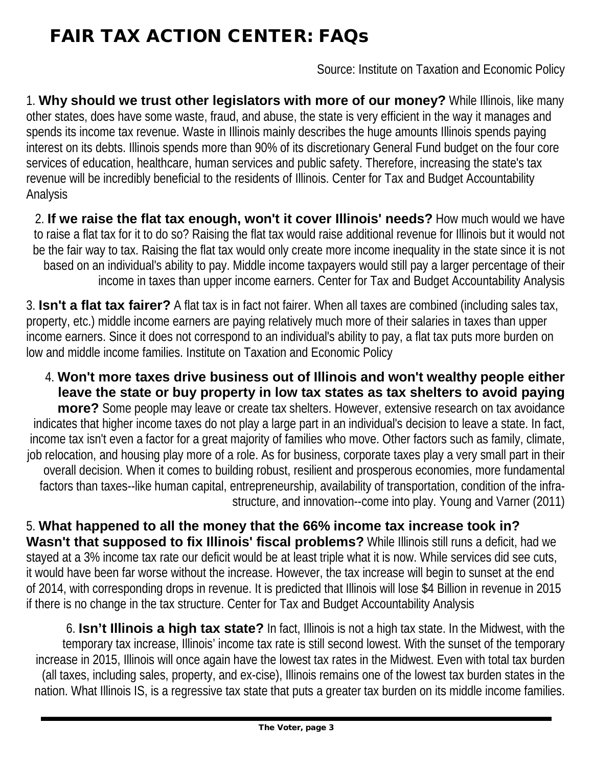# FAIR TAX ACTION CENTER: FAQs

Source: Institute on Taxation and Economic Policy

1. **Why should we trust other legislators with more of our money?** While Illinois, like many other states, does have some waste, fraud, and abuse, the state is very efficient in the way it manages and spends its income tax revenue. Waste in Illinois mainly describes the huge amounts Illinois spends paying interest on its debts. Illinois spends more than 90% of its discretionary General Fund budget on the four core services of education, healthcare, human services and public safety. Therefore, increasing the state's tax revenue will be incredibly beneficial to the residents of Illinois. Center for Tax and Budget Accountability Analysis

2. **If we raise the flat tax enough, won't it cover Illinois' needs?** How much would we have to raise a flat tax for it to do so? Raising the flat tax would raise additional revenue for Illinois but it would not be the fair way to tax. Raising the flat tax would only create more income inequality in the state since it is not based on an individual's ability to pay. Middle income taxpayers would still pay a larger percentage of their income in taxes than upper income earners. Center for Tax and Budget Accountability Analysis

3. **Isn't a flat tax fairer?** A flat tax is in fact not fairer. When all taxes are combined (including sales tax, property, etc.) middle income earners are paying relatively much more of their salaries in taxes than upper income earners. Since it does not correspond to an individual's ability to pay, a flat tax puts more burden on low and middle income families. Institute on Taxation and Economic Policy

4. **Won't more taxes drive business out of Illinois and won't wealthy people either leave the state or buy property in low tax states as tax shelters to avoid paying more?** Some people may leave or create tax shelters. However, extensive research on tax avoidance indicates that higher income taxes do not play a large part in an individual's decision to leave a state. In fact, income tax isn't even a factor for a great majority of families who move. Other factors such as family, climate, job relocation, and housing play more of a role. As for business, corporate taxes play a very small part in their overall decision. When it comes to building robust, resilient and prosperous economies, more fundamental factors than taxes--like human capital, entrepreneurship, availability of transportation, condition of the infra-structure, and innovation--come into play. Young and Varner (2011)

5. **What happened to all the money that the 66% income tax increase took in? Wasn't that supposed to fix Illinois' fiscal problems?** While Illinois still runs a deficit, had we stayed at a 3% income tax rate our deficit would be at least triple what it is now. While services did see cuts, it would have been far worse without the increase. However, the tax increase will begin to sunset at the end of 2014, with corresponding drops in revenue. It is predicted that Illinois will lose $4 Billion in revenue in 2015 if there is no change in the tax structure. Center for Tax and Budget Accountability Analysis

6. **Isn't Illinois a high tax state?** In fact, Illinois is not a high tax state. In the Midwest, with the temporary tax increase, Illinois' income tax rate is still second lowest. With the sunset of the temporary increase in 2015, Illinois will once again have the lowest tax rates in the Midwest. Even with total tax burden (all taxes, including sales, property, and ex-cise), Illinois remains one of the lowest tax burden states in the nation. What Illinois IS, is a regressive tax state that puts a greater tax burden on its middle income families.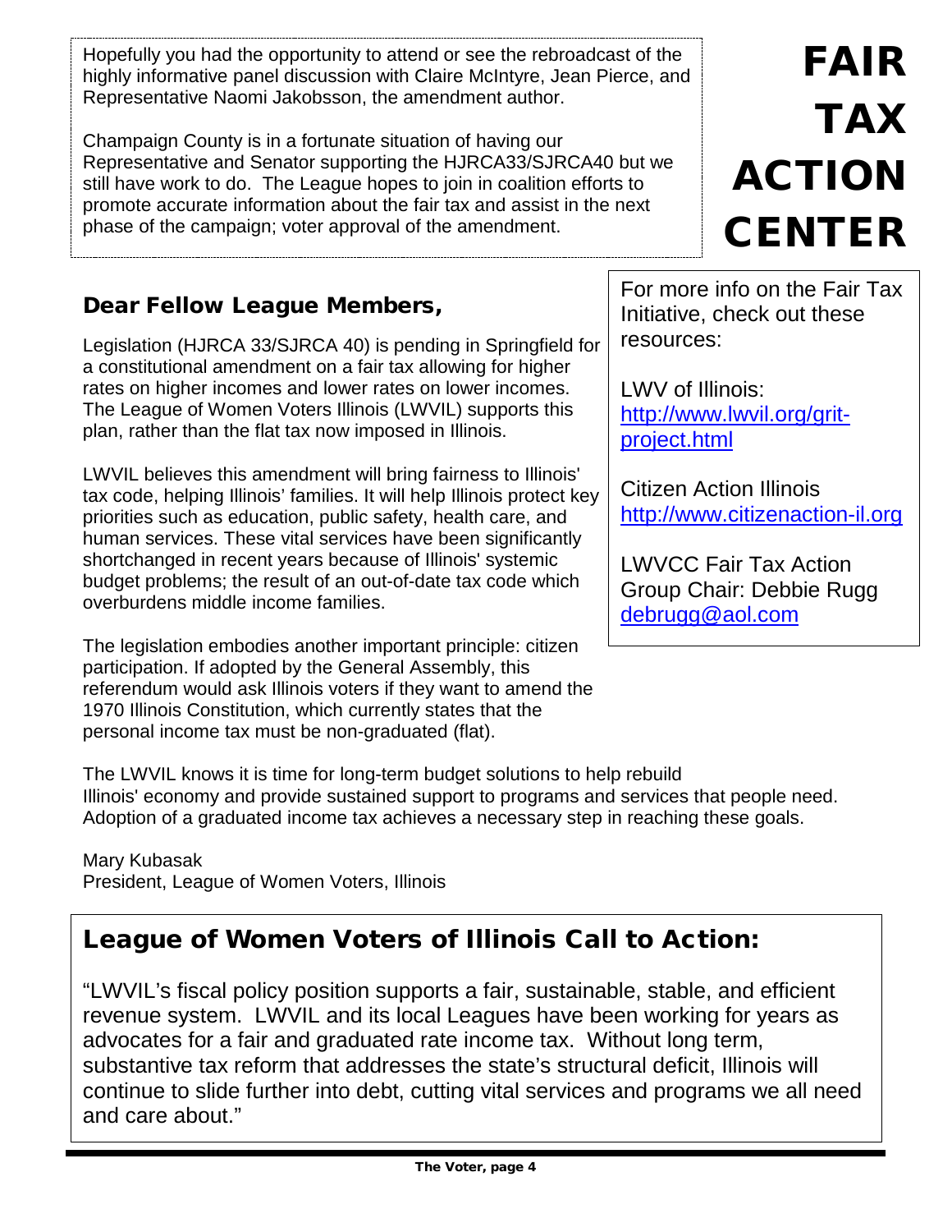# FAIR TAX ACTION CENTER

Hopefully you had the opportunity to attend or see the rebroadcast of the highly informative panel discussion with Claire McIntyre, Jean Pierce, and Representative Naomi Jakobsson, the amendment author.

Champaign County is in a fortunate situation of having our Representative and Senator supporting the HJRCA33/SJRCA40 but we still have work to do. The League hopes to join in coalition efforts to promote accurate information about the fair tax and assist in the next phase of the campaign; voter approval of the amendment.

## Dear Fellow League Members,

Legislation (HJRCA 33/SJRCA 40) is pending in Springfield for a constitutional amendment on a fair tax allowing for higher rates on higher incomes and lower rates on lower incomes. The League of Women Voters Illinois (LWVIL) supports this plan, rather than the flat tax now imposed in Illinois.

LWVIL believes this amendment will bring fairness to Illinois' tax code, helping Illinois' families. It will help Illinois protect key priorities such as education, public safety, health care, and human services. These vital services have been significantly shortchanged in recent years because of Illinois' systemic budget problems; the result of an out-of-date tax code which overburdens middle income families.

The legislation embodies another important principle: citizen participation. If adopted by the General Assembly, this referendum would ask Illinois voters if they want to amend the 1970 Illinois Constitution, which currently states that the personal income tax must be non-graduated (flat).

The LWVIL knows it is time for long-term budget solutions to help rebuild Illinois' economy and provide sustained support to programs and services that people need. Adoption of a graduated income tax achieves a necessary step in reaching these goals.

Mary Kubasak
President, League of Women Voters, Illinois

For more info on the Fair Tax Initiative, check out these resources:

LWV of Illinois:
http://www.lwvil.org/grit-project.html

Citizen Action Illinois
http://www.citizenaction-il.org

LWVCC Fair Tax Action Group Chair: Debbie Rugg
debrugg@aol.com

## League of Women Voters of Illinois Call to Action:

"LWVIL's fiscal policy position supports a fair, sustainable, stable, and efficient revenue system. LWVIL and its local Leagues have been working for years as advocates for a fair and graduated rate income tax. Without long term, substantive tax reform that addresses the state's structural deficit, Illinois will continue to slide further into debt, cutting vital services and programs we all need and care about."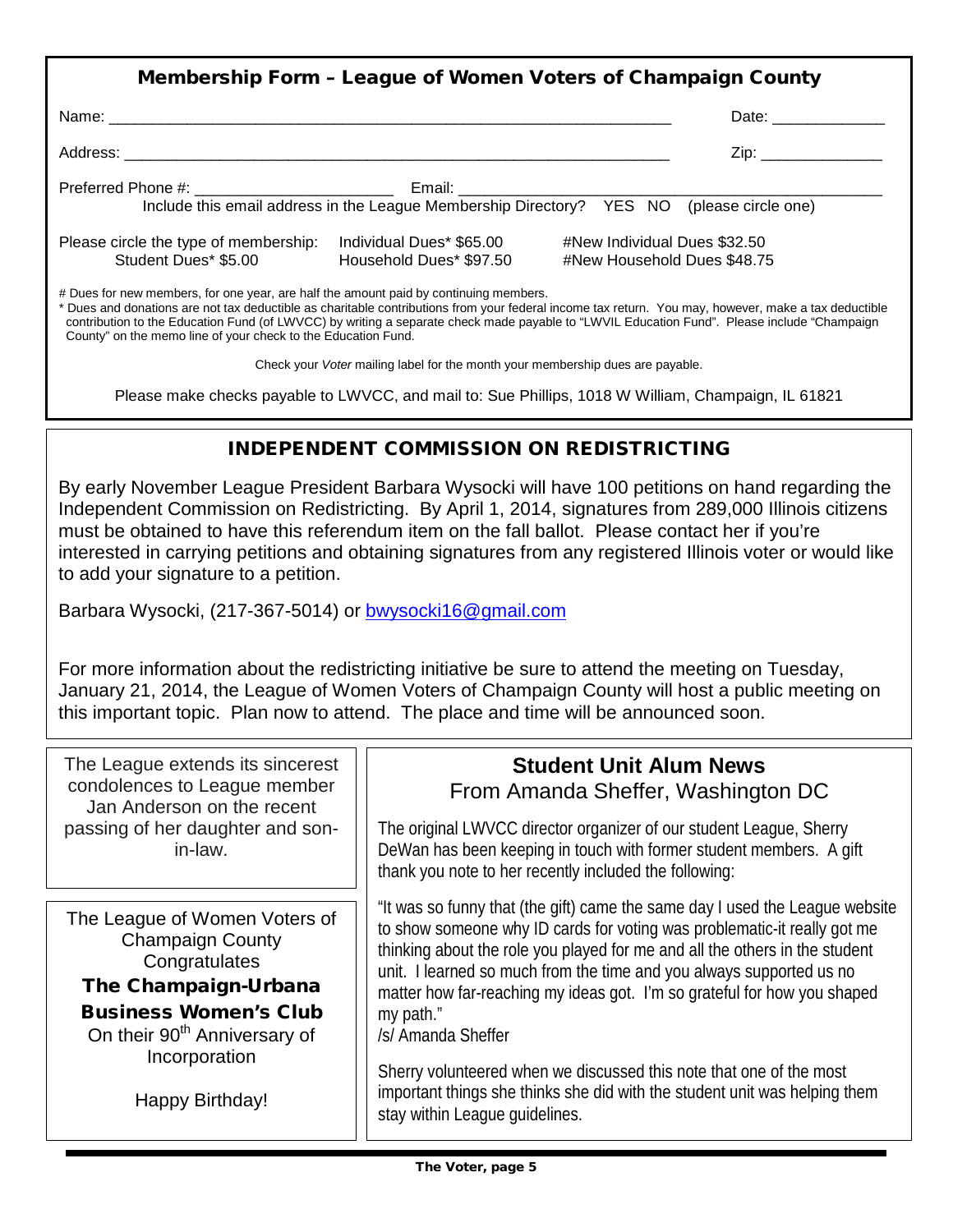## Membership Form – League of Women Voters of Champaign County

Name: ______________________________________________________________ Date: ____________

Address: ____________________________________________________________ Zip: _____________

Preferred Phone #: ______________________ Email: ___________________________________________

Include this email address in the League Membership Directory? YES NO (please circle one)

| Please circle the type of membership: | Individual Dues* $65.00 | #New Individual Dues $32.50 |
|---|---|---|
| Student Dues* $5.00 | Household Dues* $97.50 | #New Household Dues $48.75 |

# Dues for new members, for one year, are half the amount paid by continuing members.

* Dues and donations are not tax deductible as charitable contributions from your federal income tax return. You may, however, make a tax deductible contribution to the Education Fund (of LWVCC) by writing a separate check made payable to "LWVIL Education Fund". Please include "Champaign County" on the memo line of your check to the Education Fund.

Check your *Voter* mailing label for the month your membership dues are payable.

Please make checks payable to LWVCC, and mail to: Sue Phillips, 1018 W William, Champaign, IL 61821

## INDEPENDENT COMMISSION ON REDISTRICTING

By early November League President Barbara Wysocki will have 100 petitions on hand regarding the Independent Commission on Redistricting. By April 1, 2014, signatures from 289,000 Illinois citizens must be obtained to have this referendum item on the fall ballot. Please contact her if you're interested in carrying petitions and obtaining signatures from any registered Illinois voter or would like to add your signature to a petition.

Barbara Wysocki, (217-367-5014) or bwysocki16@gmail.com

For more information about the redistricting initiative be sure to attend the meeting on Tuesday, January 21, 2014, the League of Women Voters of Champaign County will host a public meeting on this important topic. Plan now to attend. The place and time will be announced soon.

The League extends its sincerest condolences to League member Jan Anderson on the recent passing of her daughter and son-in-law.

The League of Women Voters of Champaign County Congratulates

**The Champaign-Urbana Business Women's Club**

On their 90th Anniversary of Incorporation

Happy Birthday!

## Student Unit Alum News

From Amanda Sheffer, Washington DC

The original LWVCC director organizer of our student League, Sherry DeWan has been keeping in touch with former student members. A gift thank you note to her recently included the following:

"It was so funny that (the gift) came the same day I used the League website to show someone why ID cards for voting was problematic-it really got me thinking about the role you played for me and all the others in the student unit. I learned so much from the time and you always supported us no matter how far-reaching my ideas got. I'm so grateful for how you shaped my path."

/s/ Amanda Sheffer

Sherry volunteered when we discussed this note that one of the most important things she thinks she did with the student unit was helping them stay within League guidelines.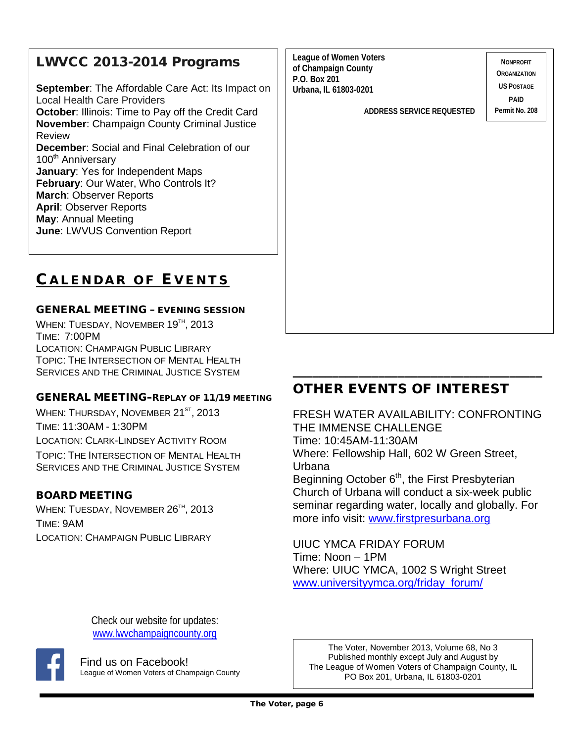## LWVCC 2013-2014 Programs

**September**: The Affordable Care Act: Its Impact on Local Health Care Providers
**October**: Illinois: Time to Pay off the Credit Card
**November**: Champaign County Criminal Justice Review
**December**: Social and Final Celebration of our 100th Anniversary
**January**: Yes for Independent Maps
**February**: Our Water, Who Controls It?
**March**: Observer Reports
**April**: Observer Reports
**May**: Annual Meeting
**June**: LWVUS Convention Report

## Calendar of Events

### General Meeting – Evening Session

When: Tuesday, November 19th, 2013
Time: 7:00PM
Location: Champaign Public Library
Topic: The Intersection of Mental Health Services and the Criminal Justice System

### General Meeting–Replay of 11/19 Meeting

When: Thursday, November 21st, 2013
Time: 11:30AM - 1:30PM
Location: Clark-Lindsey Activity Room
Topic: The Intersection of Mental Health Services and the Criminal Justice System

### Board Meeting

When: Tuesday, November 26th, 2013
Time: 9AM
Location: Champaign Public Library

Check our website for updates: www.lwvchampaigncounty.org

Find us on Facebook!
League of Women Voters of Champaign County

League of Women Voters
of Champaign County
P.O. Box 201
Urbana, IL 61803-0201

ADDRESS SERVICE REQUESTED

NONPROFIT ORGANIZATION
US POSTAGE
PAID
Permit No. 208

## Other Events of Interest

FRESH WATER AVAILABILITY: CONFRONTING THE IMMENSE CHALLENGE
Time: 10:45AM-11:30AM
Where: Fellowship Hall, 602 W Green Street, Urbana
Beginning October 6th, the First Presbyterian Church of Urbana will conduct a six-week public seminar regarding water, locally and globally. For more info visit: www.firstpresurbana.org

UIUC YMCA FRIDAY FORUM
Time: Noon – 1PM
Where: UIUC YMCA, 1002 S Wright Street
www.universityymca.org/friday_forum/

The Voter, November 2013, Volume 68, No 3
Published monthly except July and August by
The League of Women Voters of Champaign County, IL
PO Box 201, Urbana, IL 61803-0201